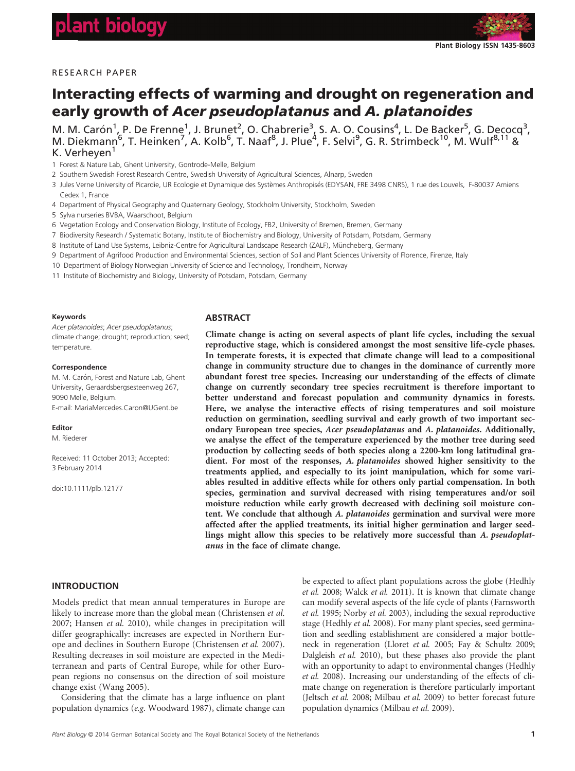RESEARCH PAPER

# Interacting effects of warming and drought on regeneration and early growth of *Acer pseudoplatanus* and *A. platanoides*

M. M. Carón[1], P. De Frenne[1], J. Brunet[2], O. Chabrerie[3], S. A. O. Cousins[4], L. De Backer[5], G. Decocq[3], M. Diekmann[6], T. Heinken[7], A. Kolb[6], T. Naaf[8], J. Plue[4], F. Selvi[9], G. R. Strimbeck[10], M. Wulf[8,11] & K. Verheyen[1]

1 Forest & Nature Lab, Ghent University, Gontrode-Melle, Belgium
2 Southern Swedish Forest Research Centre, Swedish University of Agricultural Sciences, Alnarp, Sweden
3 Jules Verne University of Picardie, UR Ecologie et Dynamique des Systèmes Anthropisés (EDYSAN, FRE 3498 CNRS), 1 rue des Louvels, F-80037 Amiens Cedex 1, France
4 Department of Physical Geography and Quaternary Geology, Stockholm University, Stockholm, Sweden
5 Sylva nurseries BVBA, Waarschoot, Belgium
6 Vegetation Ecology and Conservation Biology, Institute of Ecology, FB2, University of Bremen, Bremen, Germany
7 Biodiversity Research / Systematic Botany, Institute of Biochemistry and Biology, University of Potsdam, Potsdam, Germany
8 Institute of Land Use Systems, Leibniz-Centre for Agricultural Landscape Research (ZALF), Müncheberg, Germany
9 Department of Agrifood Production and Environmental Sciences, section of Soil and Plant Sciences University of Florence, Firenze, Italy
10 Department of Biology Norwegian University of Science and Technology, Trondheim, Norway
11 Institute of Biochemistry and Biology, University of Potsdam, Potsdam, Germany

**Keywords**
*Acer platanoides*; *Acer pseudoplatanus*; climate change; drought; reproduction; seed; temperature.

**Correspondence**
M. M. Carón, Forest and Nature Lab, Ghent University, Geraardsbergsesteenweg 267, 9090 Melle, Belgium.
E-mail: MariaMercedes.Caron@UGent.be

**Editor**
M. Riederer

Received: 11 October 2013; Accepted: 3 February 2014

doi:10.1111/plb.12177

## ABSTRACT

**Climate change is acting on several aspects of plant life cycles, including the sexual reproductive stage, which is considered amongst the most sensitive life-cycle phases. In temperate forests, it is expected that climate change will lead to a compositional change in community structure due to changes in the dominance of currently more abundant forest tree species. Increasing our understanding of the effects of climate change on currently secondary tree species recruitment is therefore important to better understand and forecast population and community dynamics in forests. Here, we analyse the interactive effects of rising temperatures and soil moisture reduction on germination, seedling survival and early growth of two important secondary European tree species, *Acer pseudoplatanus* and *A. platanoides*. Additionally, we analyse the effect of the temperature experienced by the mother tree during seed production by collecting seeds of both species along a 2200-km long latitudinal gradient. For most of the responses, *A. platanoides* showed higher sensitivity to the treatments applied, and especially to its joint manipulation, which for some variables resulted in additive effects while for others only partial compensation. In both species, germination and survival decreased with rising temperatures and/or soil moisture reduction while early growth decreased with declining soil moisture content. We conclude that although *A. platanoides* germination and survival were more affected after the applied treatments, its initial higher germination and larger seedlings might allow this species to be relatively more successful than *A. pseudoplatanus* in the face of climate change.**

## INTRODUCTION

Models predict that mean annual temperatures in Europe are likely to increase more than the global mean (Christensen *et al.* 2007; Hansen *et al.* 2010), while changes in precipitation will differ geographically: increases are expected in Northern Europe and declines in Southern Europe (Christensen *et al.* 2007). Resulting decreases in soil moisture are expected in the Mediterranean and parts of Central Europe, while for other European regions no consensus on the direction of soil moisture change exist (Wang 2005).

Considering that the climate has a large influence on plant population dynamics (*e.g.* Woodward 1987), climate change can be expected to affect plant populations across the globe (Hedhly *et al.* 2008; Walck *et al.* 2011). It is known that climate change can modify several aspects of the life cycle of plants (Farnsworth *et al.* 1995; Norby *et al.* 2003), including the sexual reproductive stage (Hedhly *et al.* 2008). For many plant species, seed germination and seedling establishment are considered a major bottleneck in regeneration (Lloret *et al.* 2005; Fay & Schultz 2009; Dalgleish *et al.* 2010), but these phases also provide the plant with an opportunity to adapt to environmental changes (Hedhly *et al.* 2008). Increasing our understanding of the effects of climate change on regeneration is therefore particularly important (Jeltsch *et al.* 2008; Milbau *et al.* 2009) to better forecast future population dynamics (Milbau *et al.* 2009).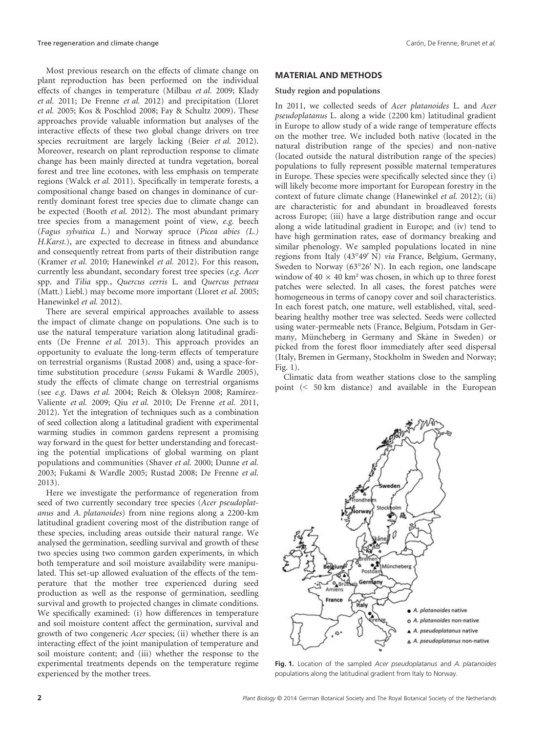Most previous research on the effects of climate change on plant reproduction has been performed on the individual effects of changes in temperature (Milbau *et al.* 2009; Klady *et al.* 2011; De Frenne *et al.* 2012) and precipitation (Lloret *et al.* 2005; Kos & Poschlod 2008; Fay & Schultz 2009). These approaches provide valuable information but analyses of the interactive effects of these two global change drivers on tree species recruitment are largely lacking (Beier *et al.* 2012). Moreover, research on plant reproduction response to climate change has been mainly directed at tundra vegetation, boreal forest and tree line ecotones, with less emphasis on temperate regions (Walck *et al.* 2011). Specifically in temperate forests, a compositional change based on changes in dominance of currently dominant forest tree species due to climate change can be expected (Booth *et al.* 2012). The most abundant primary tree species from a management point of view, *e.g.* beech (*Fagus sylvatica L.*) and Norway spruce (*Picea abies (L.) H.Karst.*), are expected to decrease in fitness and abundance and consequently retreat from parts of their distribution range (Kramer *et al.* 2010; Hanewinkel *et al.* 2012). For this reason, currently less abundant, secondary forest tree species (*e.g. Acer* spp. and *Tilia* spp., *Quercus cerris* L. and *Quercus petraea* (Matt.) Liebl.) may become more important (Lloret *et al.* 2005; Hanewinkel *et al.* 2012).

There are several empirical approaches available to assess the impact of climate change on populations. One such is to use the natural temperature variation along latitudinal gradients (De Frenne *et al.* 2013). This approach provides an opportunity to evaluate the long-term effects of temperature on terrestrial organisms (Rustad 2008) and, using a space-for-time substitution procedure (*sensu* Fukami & Wardle 2005), study the effects of climate change on terrestrial organisms (see *e.g.* Daws *et al.* 2004; Reich & Oleksyn 2008; Ramírez-Valiente *et al.* 2009; Qiu *et al.* 2010; De Frenne *et al.* 2011, 2012). Yet the integration of techniques such as a combination of seed collection along a latitudinal gradient with experimental warming studies in common gardens represent a promising way forward in the quest for better understanding and forecasting the potential implications of global warming on plant populations and communities (Shaver *et al.* 2000; Dunne *et al.* 2003; Fukami & Wardle 2005; Rustad 2008; De Frenne *et al.* 2013).

Here we investigate the performance of regeneration from seed of two currently secondary tree species (*Acer pseudoplatanus* and *A. platanoides*) from nine regions along a 2200-km latitudinal gradient covering most of the distribution range of these species, including areas outside their natural range. We analysed the germination, seedling survival and growth of these two species using two common garden experiments, in which both temperature and soil moisture availability were manipulated. This set-up allowed evaluation of the effects of the temperature that the mother tree experienced during seed production as well as the response of germination, seedling survival and growth to projected changes in climate conditions. We specifically examined: (i) how differences in temperature and soil moisture content affect the germination, survival and growth of two congeneric *Acer* species; (ii) whether there is an interacting effect of the joint manipulation of temperature and soil moisture content; and (iii) whether the response to the experimental treatments depends on the temperature regime experienced by the mother trees.

## MATERIAL AND METHODS

### Study region and populations

In 2011, we collected seeds of *Acer platanoides* L. and *Acer pseudoplatanus* L. along a wide (2200 km) latitudinal gradient in Europe to allow study of a wide range of temperature effects on the mother tree. We included both native (located in the natural distribution range of the species) and non-native (located outside the natural distribution range of the species) populations to fully represent possible maternal temperatures in Europe. These species were specifically selected since they (i) will likely become more important for European forestry in the context of future climate change (Hanewinkel *et al.* 2012); (ii) are characteristic for and abundant in broadleaved forests across Europe; (iii) have a large distribution range and occur along a wide latitudinal gradient in Europe; and (iv) tend to have high germination rates, ease of dormancy breaking and similar phenology. We sampled populations located in nine regions from Italy (43°49′ N) *via* France, Belgium, Germany, Sweden to Norway (63°26′ N). In each region, one landscape window of 40 × 40 km² was chosen, in which up to three forest patches were selected. In all cases, the forest patches were homogeneous in terms of canopy cover and soil characteristics. In each forest patch, one mature, well established, vital, seed-bearing healthy mother tree was selected. Seeds were collected using water-permeable nets (France, Belgium, Potsdam in Germany, Müncheberg in Germany and Skåne in Sweden) or picked from the forest floor immediately after seed dispersal (Italy, Bremen in Germany, Stockholm in Sweden and Norway; Fig. 1).

Climatic data from weather stations close to the sampling point (< 50 km distance) and available in the European

**Fig. 1.** Location of the sampled *Acer pseudoplatanus* and *A. platanoides* populations along the latitudinal gradient from Italy to Norway.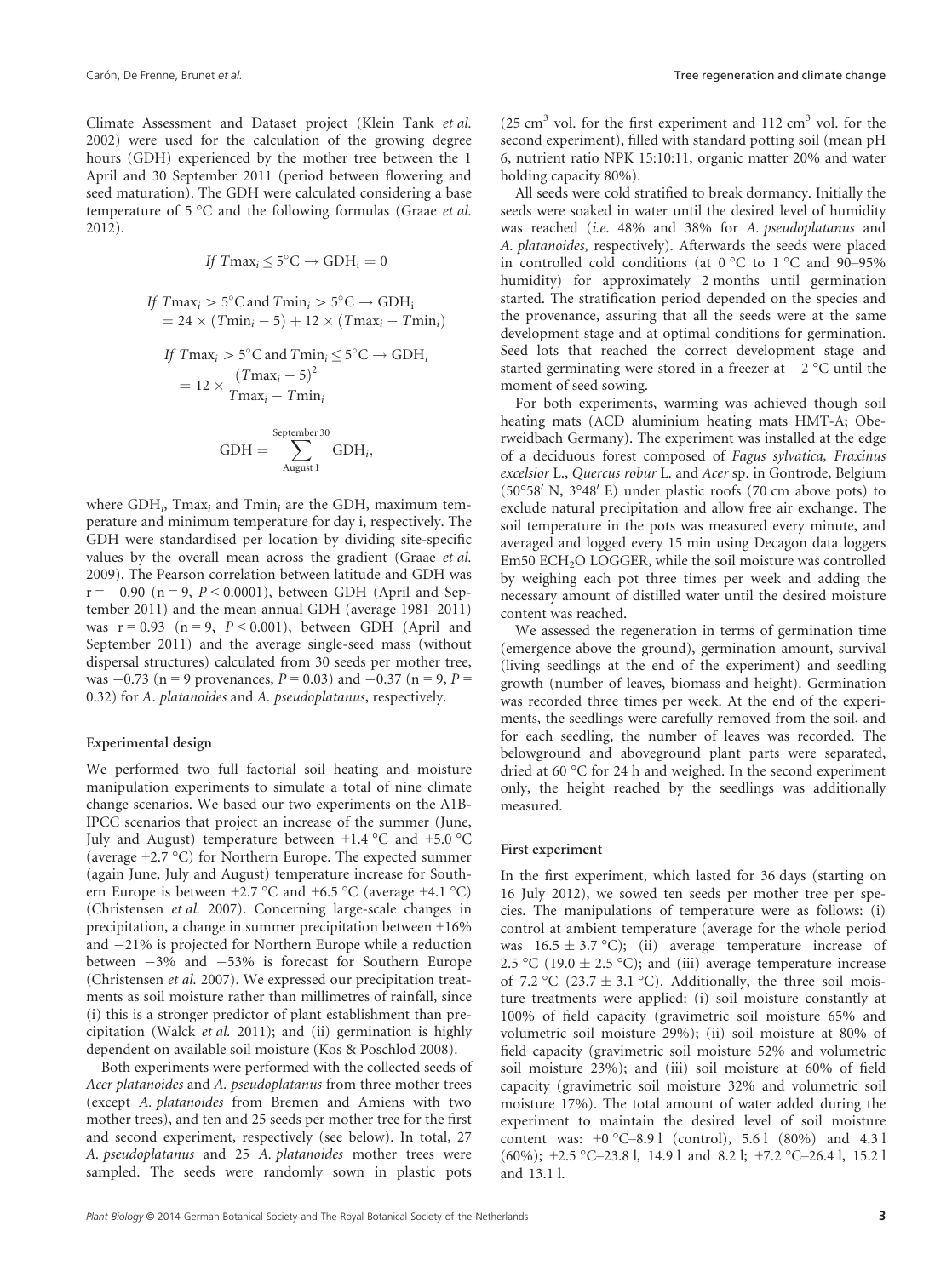Climate Assessment and Dataset project (Klein Tank *et al.* 2002) were used for the calculation of the growing degree hours (GDH) experienced by the mother tree between the 1 April and 30 September 2011 (period between flowering and seed maturation). The GDH were calculated considering a base temperature of 5 °C and the following formulas (Graae *et al.* 2012).

$$If\ T\max_i \leq 5^{\circ}\mathrm{C} \rightarrow \mathrm{GDH_i} = 0$$

$$If\ T\max_i > 5^{\circ}\mathrm{C}\ \text{and}\ T\min_i > 5^{\circ}\mathrm{C} \rightarrow \mathrm{GDH_i} = 24 \times (T\min_i - 5) + 12 \times (T\max_i - T\min_i)$$

$$If\ T\max_i > 5^{\circ}\mathrm{C}\ \text{and}\ T\min_i \leq 5^{\circ}\mathrm{C} \rightarrow \mathrm{GDH}_i = 12 \times \frac{(T\max_i - 5)^2}{T\max_i - T\min_i}$$

$$\mathrm{GDH} = \sum_{\text{August 1}}^{\text{September 30}} \mathrm{GDH}_i,$$

where $\mathrm{GDH}_i$, $\mathrm{Tmax}_i$ and $\mathrm{Tmin}_i$ are the GDH, maximum temperature and minimum temperature for day i, respectively. The GDH were standardised per location by dividing site-specific values by the overall mean across the gradient (Graae *et al.* 2009). The Pearson correlation between latitude and GDH was $r = -0.90$ ($n = 9$, $P < 0.0001$), between GDH (April and September 2011) and the mean annual GDH (average 1981–2011) was $r = 0.93$ ($n = 9$, $P < 0.001$), between GDH (April and September 2011) and the average single-seed mass (without dispersal structures) calculated from 30 seeds per mother tree, was $-0.73$ ($n = 9$ provenances, $P = 0.03$) and $-0.37$ ($n = 9$, $P = 0.32$) for *A. platanoides* and *A. pseudoplatanus*, respectively.

### Experimental design

We performed two full factorial soil heating and moisture manipulation experiments to simulate a total of nine climate change scenarios. We based our two experiments on the A1B-IPCC scenarios that project an increase of the summer (June, July and August) temperature between +1.4 °C and +5.0 °C (average +2.7 °C) for Northern Europe. The expected summer (again June, July and August) temperature increase for Southern Europe is between +2.7 °C and +6.5 °C (average +4.1 °C) (Christensen *et al.* 2007). Concerning large-scale changes in precipitation, a change in summer precipitation between +16% and −21% is projected for Northern Europe while a reduction between −3% and −53% is forecast for Southern Europe (Christensen *et al.* 2007). We expressed our precipitation treatments as soil moisture rather than millimetres of rainfall, since (i) this is a stronger predictor of plant establishment than precipitation (Walck *et al.* 2011); and (ii) germination is highly dependent on available soil moisture (Kos & Poschlod 2008).

Both experiments were performed with the collected seeds of *Acer platanoides* and *A. pseudoplatanus* from three mother trees (except *A. platanoides* from Bremen and Amiens with two mother trees), and ten and 25 seeds per mother tree for the first and second experiment, respectively (see below). In total, 27 *A. pseudoplatanus* and 25 *A. platanoides* mother trees were sampled. The seeds were randomly sown in plastic pots (25 $\mathrm{cm}^3$ vol. for the first experiment and 112 $\mathrm{cm}^3$ vol. for the second experiment), filled with standard potting soil (mean pH 6, nutrient ratio NPK 15:10:11, organic matter 20% and water holding capacity 80%).

All seeds were cold stratified to break dormancy. Initially the seeds were soaked in water until the desired level of humidity was reached (*i.e.* 48% and 38% for *A. pseudoplatanus* and *A. platanoides*, respectively). Afterwards the seeds were placed in controlled cold conditions (at 0 °C to 1 °C and 90–95% humidity) for approximately 2 months until germination started. The stratification period depended on the species and the provenance, assuring that all the seeds were at the same development stage and at optimal conditions for germination. Seed lots that reached the correct development stage and started germinating were stored in a freezer at −2 °C until the moment of seed sowing.

For both experiments, warming was achieved though soil heating mats (ACD aluminium heating mats HMT-A; Oberweidbach Germany). The experiment was installed at the edge of a deciduous forest composed of *Fagus sylvatica, Fraxinus excelsior* L., *Quercus robur* L. and *Acer* sp. in Gontrode, Belgium (50°58′ N, 3°48′ E) under plastic roofs (70 cm above pots) to exclude natural precipitation and allow free air exchange. The soil temperature in the pots was measured every minute, and averaged and logged every 15 min using Decagon data loggers Em50 $\mathrm{ECH_2O}$ LOGGER, while the soil moisture was controlled by weighing each pot three times per week and adding the necessary amount of distilled water until the desired moisture content was reached.

We assessed the regeneration in terms of germination time (emergence above the ground), germination amount, survival (living seedlings at the end of the experiment) and seedling growth (number of leaves, biomass and height). Germination was recorded three times per week. At the end of the experiments, the seedlings were carefully removed from the soil, and for each seedling, the number of leaves was recorded. The belowground and aboveground plant parts were separated, dried at 60 °C for 24 h and weighed. In the second experiment only, the height reached by the seedlings was additionally measured.

### First experiment

In the first experiment, which lasted for 36 days (starting on 16 July 2012), we sowed ten seeds per mother tree per species. The manipulations of temperature were as follows: (i) control at ambient temperature (average for the whole period was 16.5 ± 3.7 °C); (ii) average temperature increase of 2.5 °C (19.0 ± 2.5 °C); and (iii) average temperature increase of 7.2 °C (23.7 ± 3.1 °C). Additionally, the three soil moisture treatments were applied: (i) soil moisture constantly at 100% of field capacity (gravimetric soil moisture 65% and volumetric soil moisture 29%); (ii) soil moisture at 80% of field capacity (gravimetric soil moisture 52% and volumetric soil moisture 23%); and (iii) soil moisture at 60% of field capacity (gravimetric soil moisture 32% and volumetric soil moisture 17%). The total amount of water added during the experiment to maintain the desired level of soil moisture content was: +0 °C–8.9 l (control), 5.6 l (80%) and 4.3 l (60%); +2.5 °C–23.8 l, 14.9 l and 8.2 l; +7.2 °C–26.4 l, 15.2 l and 13.1 l.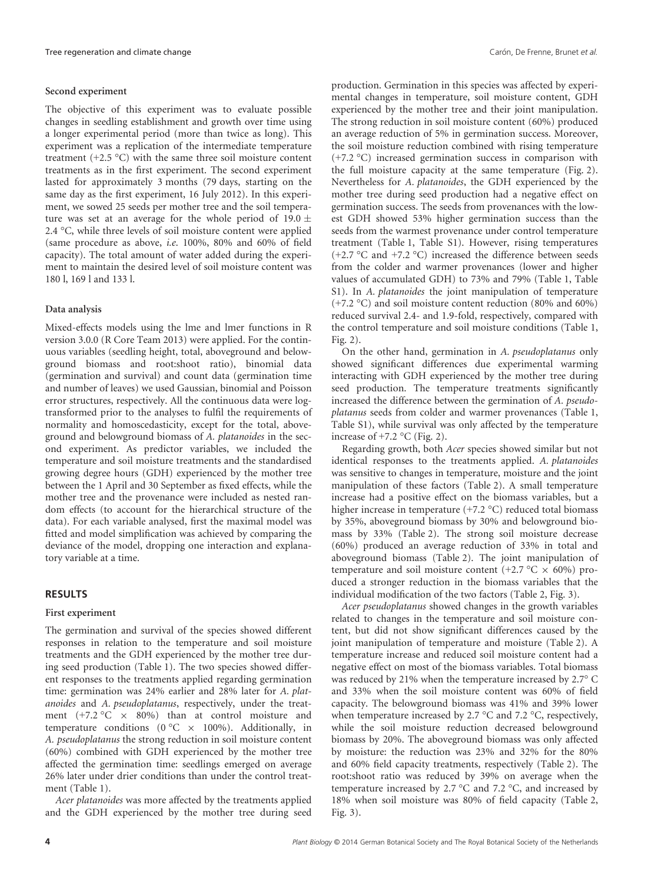### Second experiment

The objective of this experiment was to evaluate possible changes in seedling establishment and growth over time using a longer experimental period (more than twice as long). This experiment was a replication of the intermediate temperature treatment (+2.5 °C) with the same three soil moisture content treatments as in the first experiment. The second experiment lasted for approximately 3 months (79 days, starting on the same day as the first experiment, 16 July 2012). In this experiment, we sowed 25 seeds per mother tree and the soil temperature was set at an average for the whole period of 19.0 ± 2.4 °C, while three levels of soil moisture content were applied (same procedure as above, *i.e.* 100%, 80% and 60% of field capacity). The total amount of water added during the experiment to maintain the desired level of soil moisture content was 180 l, 169 l and 133 l.

### Data analysis

Mixed-effects models using the lme and lmer functions in R version 3.0.0 (R Core Team 2013) were applied. For the continuous variables (seedling height, total, aboveground and belowground biomass and root:shoot ratio), binomial data (germination and survival) and count data (germination time and number of leaves) we used Gaussian, binomial and Poisson error structures, respectively. All the continuous data were log-transformed prior to the analyses to fulfil the requirements of normality and homoscedasticity, except for the total, aboveground and belowground biomass of *A. platanoides* in the second experiment. As predictor variables, we included the temperature and soil moisture treatments and the standardised growing degree hours (GDH) experienced by the mother tree between the 1 April and 30 September as fixed effects, while the mother tree and the provenance were included as nested random effects (to account for the hierarchical structure of the data). For each variable analysed, first the maximal model was fitted and model simplification was achieved by comparing the deviance of the model, dropping one interaction and explanatory variable at a time.

## RESULTS

### First experiment

The germination and survival of the species showed different responses in relation to the temperature and soil moisture treatments and the GDH experienced by the mother tree during seed production (Table 1). The two species showed different responses to the treatments applied regarding germination time: germination was 24% earlier and 28% later for *A. platanoides* and *A. pseudoplatanus*, respectively, under the treatment (+7.2 °C × 80%) than at control moisture and temperature conditions (0 °C × 100%). Additionally, in *A. pseudoplatanus* the strong reduction in soil moisture content (60%) combined with GDH experienced by the mother tree affected the germination time: seedlings emerged on average 26% later under drier conditions than under the control treatment (Table 1).

*Acer platanoides* was more affected by the treatments applied and the GDH experienced by the mother tree during seed production. Germination in this species was affected by experimental changes in temperature, soil moisture content, GDH experienced by the mother tree and their joint manipulation. The strong reduction in soil moisture content (60%) produced an average reduction of 5% in germination success. Moreover, the soil moisture reduction combined with rising temperature (+7.2 °C) increased germination success in comparison with the full moisture capacity at the same temperature (Fig. 2). Nevertheless for *A. platanoides*, the GDH experienced by the mother tree during seed production had a negative effect on germination success. The seeds from provenances with the lowest GDH showed 53% higher germination success than the seeds from the warmest provenance under control temperature treatment (Table 1, Table S1). However, rising temperatures (+2.7 °C and +7.2 °C) increased the difference between seeds from the colder and warmer provenances (lower and higher values of accumulated GDH) to 73% and 79% (Table 1, Table S1). In *A. platanoides* the joint manipulation of temperature (+7.2 °C) and soil moisture content reduction (80% and 60%) reduced survival 2.4- and 1.9-fold, respectively, compared with the control temperature and soil moisture conditions (Table 1, Fig. 2).

On the other hand, germination in *A. pseudoplatanus* only showed significant differences due experimental warming interacting with GDH experienced by the mother tree during seed production. The temperature treatments significantly increased the difference between the germination of *A. pseudoplatanus* seeds from colder and warmer provenances (Table 1, Table S1), while survival was only affected by the temperature increase of +7.2 °C (Fig. 2).

Regarding growth, both *Acer* species showed similar but not identical responses to the treatments applied. *A. platanoides* was sensitive to changes in temperature, moisture and the joint manipulation of these factors (Table 2). A small temperature increase had a positive effect on the biomass variables, but a higher increase in temperature (+7.2 °C) reduced total biomass by 35%, aboveground biomass by 30% and belowground biomass by 33% (Table 2). The strong soil moisture decrease (60%) produced an average reduction of 33% in total and aboveground biomass (Table 2). The joint manipulation of temperature and soil moisture content (+2.7 °C × 60%) produced a stronger reduction in the biomass variables that the individual modification of the two factors (Table 2, Fig. 3).

*Acer pseudoplatanus* showed changes in the growth variables related to changes in the temperature and soil moisture content, but did not show significant differences caused by the joint manipulation of temperature and moisture (Table 2). A temperature increase and reduced soil moisture content had a negative effect on most of the biomass variables. Total biomass was reduced by 21% when the temperature increased by 2.7° C and 33% when the soil moisture content was 60% of field capacity. The belowground biomass was 41% and 39% lower when temperature increased by 2.7 °C and 7.2 °C, respectively, while the soil moisture reduction decreased belowground biomass by 20%. The aboveground biomass was only affected by moisture: the reduction was 23% and 32% for the 80% and 60% field capacity treatments, respectively (Table 2). The root:shoot ratio was reduced by 39% on average when the temperature increased by 2.7 °C and 7.2 °C, and increased by 18% when soil moisture was 80% of field capacity (Table 2, Fig. 3).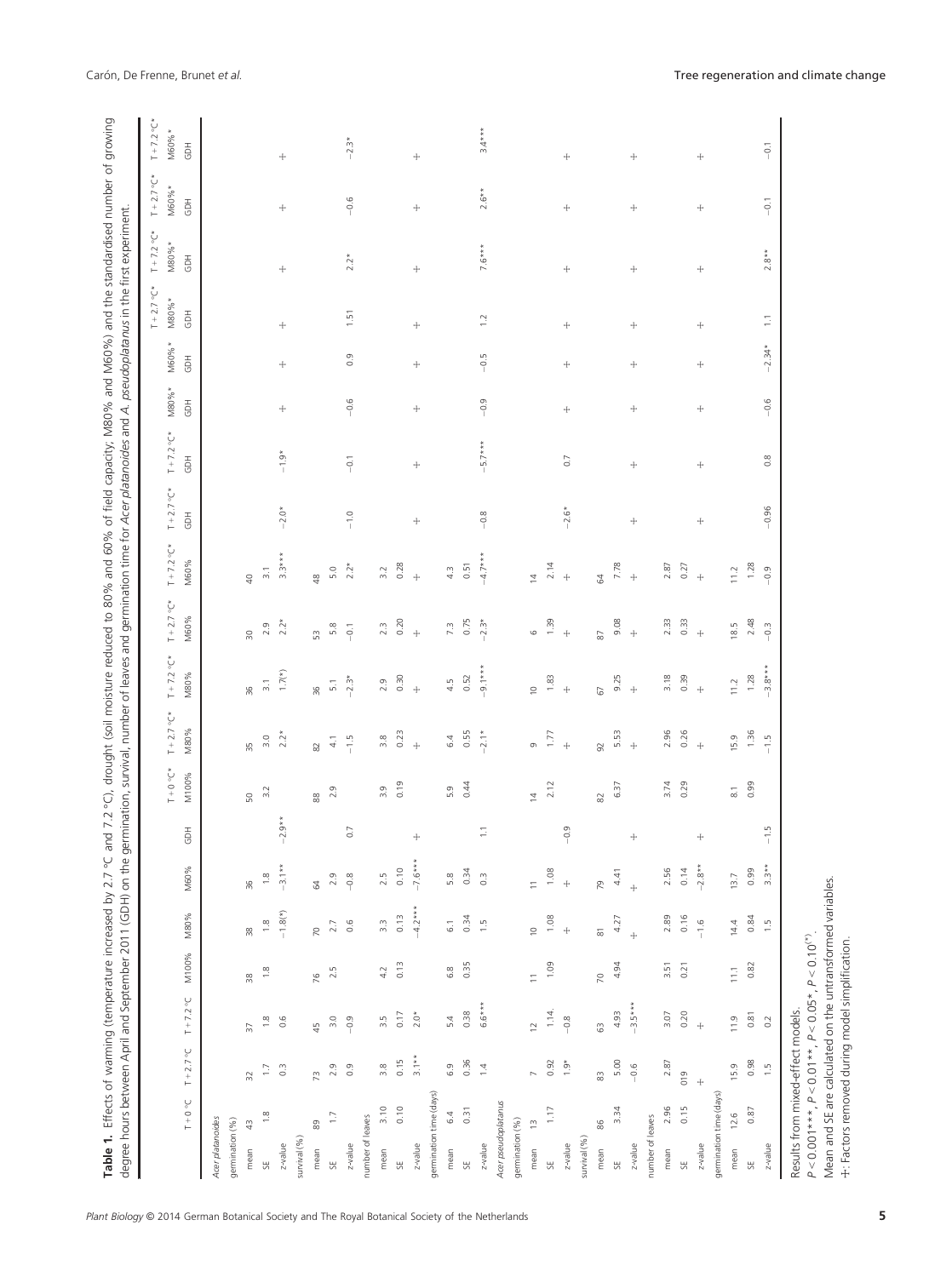**Table 1.** Effects of warming (temperature increased by 2.7 °C and 7.2 °C), drought (soil moisture reduced to 80% and 60% of field capacity; M80% and M60%) and the standardised number of growing degree hours between April and September 2011 (GDH) on the germination, survival, number of leaves and germination time for *Acer platanoides* and *A. pseudoplatanus* in the first experiment.

| | T + 0 °C | T + 2.7 °C | T + 7.2 °C | M100% | M80% | M60% | GDH | T + 0 °C* M100% | T + 2.7 °C* M80% | T + 7.2 °C* M80% | T + 2.7 °C* M60% | T + 7.2 °C* M60% | T + 2.7 °C* GDH | T + 7.2 °C* GDH | M80%* GDH | M60%* GDH | T + 2.7 °C* M80%* GDH | T + 7.2 °C* M80%* GDH | T + 2.7 °C* M60%* GDH | T + 7.2 °C* M60%* GDH |
|---|---|---|---|---|---|---|---|---|---|---|---|---|---|---|---|---|---|---|---|---|
| ***Acer platanoides*** | | | | | | | | | | | | | | | | | | | | |
| germination (%) | | | | | | | | | | | | | | | | | | | | |
| mean | 43 | 32 | 37 | 38 | 38 | 36 | | 50 | 35 | 36 | 30 | 40 | | | | | | | | |
| SE | 1.8 | 1.7 | 1.8 | 1.8 | 1.8 | 1.8 | | 3.2 | 3.0 | 3.1 | 2.9 | 3.1 | | | | | | | | |
| z-value | | 0.3 | 0.6 | | −1.8(*) | −3.1** | −2.9** | | 2.2* | 1.7(*) | 2.2* | 3.3*** | −2.0* | −1.9* | + | + | + | + | + | + |
| survival (%) | | | | | | | | | | | | | | | | | | | | |
| mean | 89 | 73 | 45 | 76 | 70 | 64 | | 88 | 82 | 36 | 53 | 48 | | | | | | | | |
| SE | 1.7 | 2.9 | 3.0 | 2.5 | 2.7 | 2.9 | | 2.9 | 4.1 | 5.1 | 5.8 | 5.0 | | | | | | | | |
| z-value | | 0.9 | −0.9 | | 0.6 | −0.8 | 0.7 | | −1.5 | −2.3* | −0.1 | 2.2* | −1.0 | −0.1 | −0.6 | 0.9 | 1.51 | 2.2* | −0.6 | −2.3* |
| number of leaves | | | | | | | | | | | | | | | | | | | | |
| mean | 3.10 | 3.8 | 3.5 | 4.2 | 3.3 | 2.5 | | 3.9 | 3.8 | 2.9 | 2.3 | 3.2 | | | | | | | | |
| SE | 0.10 | 0.15 | 0.17 | 0.13 | 0.13 | 0.10 | | 0.19 | 0.23 | 0.30 | 0.20 | 0.28 | | | | | | | | |
| z-value | | 3.1* | 2.0* | | −4.2*** | −7.6*** | + | | + | + | + | + | + | + | + | + | + | + | + | + |
| germination time (days) | | | | | | | | | | | | | | | | | | | | |
| mean | 6.4 | 6.9 | 5.4 | 6.8 | 6.1 | 5.8 | | 5.9 | 6.4 | 4.5 | 7.3 | 4.3 | | | | | | | | |
| SE | 0.31 | 0.36 | 0.38 | 0.35 | 0.34 | 0.34 | | 0.44 | 0.55 | 0.52 | 0.75 | 0.51 | | | | | | | | |
| z-value | | 1.4 | 6.6*** | | 1.5 | 0.3 | 1.1 | | −2.1* | −9.1*** | −2.3* | −4.7*** | −0.8 | −5.7*** | −0.9 | −0.5 | 1.2 | 7.6*** | 2.6** | 3.4*** |
| ***Acer pseudoplatanus*** | | | | | | | | | | | | | | | | | | | | |
| germination (%) | | | | | | | | | | | | | | | | | | | | |
| mean | 13 | 7 | 12 | 11 | 10 | 11 | | 14 | 9 | 10 | 6 | 14 | | | | | | | | |
| SE | 1.17 | 0.92 | 1.14 | 1.09 | 1.08 | 1.08 | | 2.12 | 1.77 | 1.83 | 1.39 | 2.14 | | | | | | | | |
| z-value | | 1.9* | −0.8 | | + | + | −0.9 | | + | + | + | + | −2.6* | 0.7 | + | + | + | + | + | + |
| survival (%) | | | | | | | | | | | | | | | | | | | | |
| mean | 86 | 83 | 63 | 70 | 81 | 79 | | 82 | 92 | 67 | 87 | 64 | | | | | | | | |
| SE | 3.34 | 5.00 | 4.93 | 4.94 | 4.27 | 4.41 | | 6.37 | 5.53 | 9.25 | 9.08 | 7.78 | | | | | | | | |
| z-value | | −0.6 | −3.5*** | | + | + | + | | + | + | + | + | + | + | + | + | + | + | + | + |
| number of leaves | | | | | | | | | | | | | | | | | | | | |
| mean | 2.96 | 2.87 | 3.07 | 3.51 | 2.89 | 2.56 | | 3.74 | 2.96 | 3.18 | 2.33 | 2.87 | | | | | | | | |
| SE | 0.15 | 019 | 0.20 | 0.21 | 0.16 | 0.14 | | 0.29 | 0.26 | 0.39 | 0.33 | 0.27 | | | | | | | | |
| z-value | | + | + | | −1.6 | −2.8** | + | | + | + | + | + | + | + | + | + | + | + | + | + |
| germination time (days) | | | | | | | | | | | | | | | | | | | | |
| mean | 12.6 | 15.9 | 11.9 | 11.1 | 14.4 | 13.7 | | 8.1 | 15.9 | 11.2 | 18.5 | 11.2 | | | | | | | | |
| SE | 0.87 | 0.98 | 0.81 | 0.82 | 0.84 | 0.99 | | 0.99 | 1.36 | 1.28 | 2.48 | 1.28 | | | | | | | | |
| z-value | | 1.5 | 0.2 | | 1.5 | 3.3** | −1.5 | | −1.5 | −3.8*** | −0.3 | −0.9 | −0.96 | 0.8 | −0.6 | −2.34* | 1.1 | 2.8** | −0.1 | −0.1 |

Results from mixed-effect models.

$P < 0.001$***, $P < 0.01$**, $P < 0.05$*, $P < 0.10$(*).

Mean and SE are calculated on the untransformed variables.

+: Factors removed during model simplification.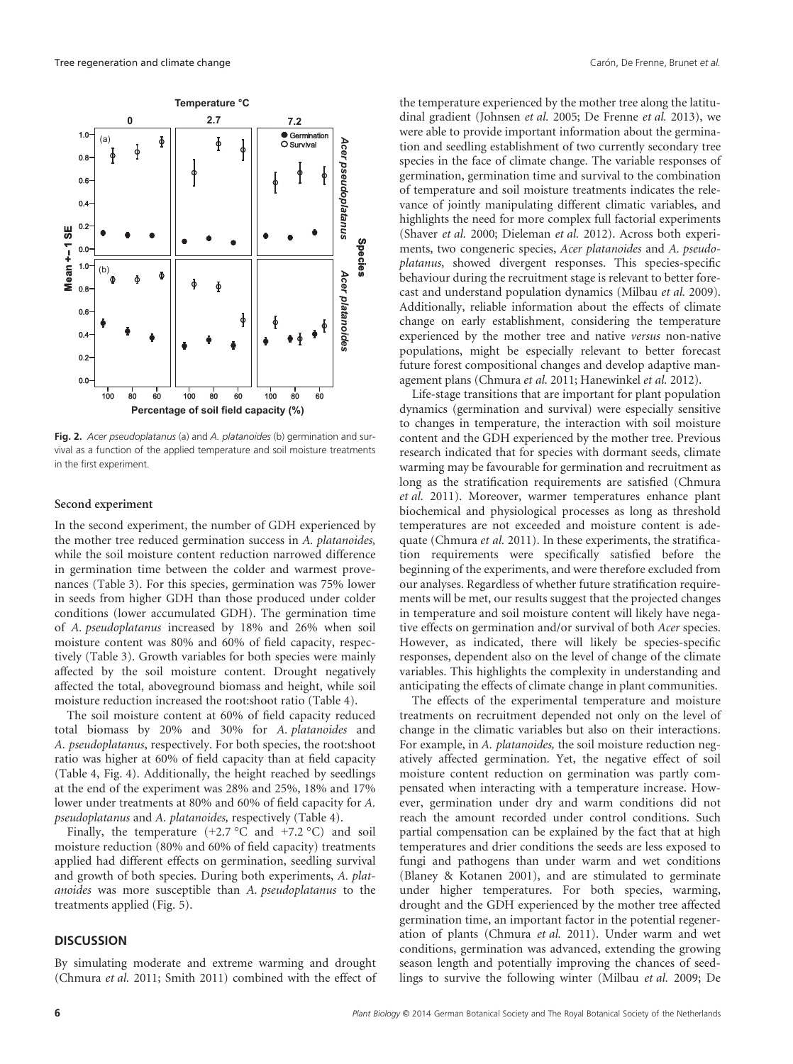**Fig. 2.** *Acer pseudoplatanus* (a) and *A. platanoides* (b) germination and survival as a function of the applied temperature and soil moisture treatments in the first experiment.

### Second experiment

In the second experiment, the number of GDH experienced by the mother tree reduced germination success in *A. platanoides,* while the soil moisture content reduction narrowed difference in germination time between the colder and warmest provenances (Table 3). For this species, germination was 75% lower in seeds from higher GDH than those produced under colder conditions (lower accumulated GDH). The germination time of *A. pseudoplatanus* increased by 18% and 26% when soil moisture content was 80% and 60% of field capacity, respectively (Table 3). Growth variables for both species were mainly affected by the soil moisture content. Drought negatively affected the total, aboveground biomass and height, while soil moisture reduction increased the root:shoot ratio (Table 4).

The soil moisture content at 60% of field capacity reduced total biomass by 20% and 30% for *A. platanoides* and *A. pseudoplatanus*, respectively. For both species, the root:shoot ratio was higher at 60% of field capacity than at field capacity (Table 4, Fig. 4). Additionally, the height reached by seedlings at the end of the experiment was 28% and 25%, 18% and 17% lower under treatments at 80% and 60% of field capacity for *A. pseudoplatanus* and *A. platanoides,* respectively (Table 4).

Finally, the temperature (+2.7 °C and +7.2 °C) and soil moisture reduction (80% and 60% of field capacity) treatments applied had different effects on germination, seedling survival and growth of both species. During both experiments, *A. platanoides* was more susceptible than *A. pseudoplatanus* to the treatments applied (Fig. 5).

## DISCUSSION

By simulating moderate and extreme warming and drought (Chmura *et al.* 2011; Smith 2011) combined with the effect of the temperature experienced by the mother tree along the latitudinal gradient (Johnsen *et al.* 2005; De Frenne *et al.* 2013), we were able to provide important information about the germination and seedling establishment of two currently secondary tree species in the face of climate change. The variable responses of germination, germination time and survival to the combination of temperature and soil moisture treatments indicates the relevance of jointly manipulating different climatic variables, and highlights the need for more complex full factorial experiments (Shaver *et al.* 2000; Dieleman *et al.* 2012). Across both experiments, two congeneric species, *Acer platanoides* and *A. pseudoplatanus*, showed divergent responses. This species-specific behaviour during the recruitment stage is relevant to better forecast and understand population dynamics (Milbau *et al.* 2009). Additionally, reliable information about the effects of climate change on early establishment, considering the temperature experienced by the mother tree and native *versus* non-native populations, might be especially relevant to better forecast future forest compositional changes and develop adaptive management plans (Chmura *et al.* 2011; Hanewinkel *et al.* 2012).

Life-stage transitions that are important for plant population dynamics (germination and survival) were especially sensitive to changes in temperature, the interaction with soil moisture content and the GDH experienced by the mother tree. Previous research indicated that for species with dormant seeds, climate warming may be favourable for germination and recruitment as long as the stratification requirements are satisfied (Chmura *et al.* 2011). Moreover, warmer temperatures enhance plant biochemical and physiological processes as long as threshold temperatures are not exceeded and moisture content is adequate (Chmura *et al.* 2011). In these experiments, the stratification requirements were specifically satisfied before the beginning of the experiments, and were therefore excluded from our analyses. Regardless of whether future stratification requirements will be met, our results suggest that the projected changes in temperature and soil moisture content will likely have negative effects on germination and/or survival of both *Acer* species. However, as indicated, there will likely be species-specific responses, dependent also on the level of change of the climate variables. This highlights the complexity in understanding and anticipating the effects of climate change in plant communities.

The effects of the experimental temperature and moisture treatments on recruitment depended not only on the level of change in the climatic variables but also on their interactions. For example, in *A. platanoides,* the soil moisture reduction negatively affected germination. Yet, the negative effect of soil moisture content reduction on germination was partly compensated when interacting with a temperature increase. However, germination under dry and warm conditions did not reach the amount recorded under control conditions. Such partial compensation can be explained by the fact that at high temperatures and drier conditions the seeds are less exposed to fungi and pathogens than under warm and wet conditions (Blaney & Kotanen 2001), and are stimulated to germinate under higher temperatures. For both species, warming, drought and the GDH experienced by the mother tree affected germination time, an important factor in the potential regeneration of plants (Chmura *et al.* 2011). Under warm and wet conditions, germination was advanced, extending the growing season length and potentially improving the chances of seedlings to survive the following winter (Milbau *et al.* 2009; De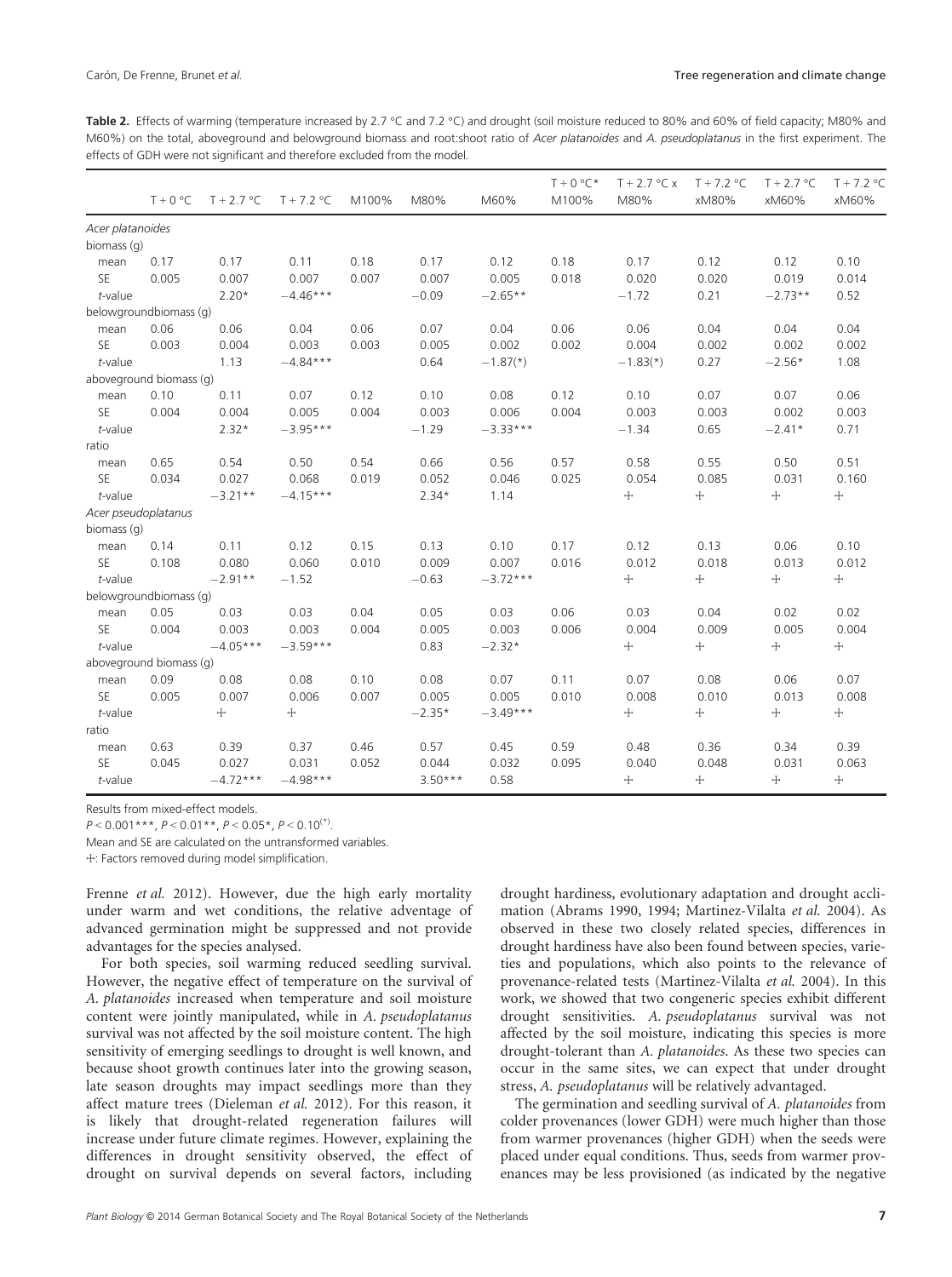**Table 2.** Effects of warming (temperature increased by 2.7 °C and 7.2 °C) and drought (soil moisture reduced to 80% and 60% of field capacity; M80% and M60%) on the total, aboveground and belowground biomass and root:shoot ratio of *Acer platanoides* and *A. pseudoplatanus* in the first experiment. The effects of GDH were not significant and therefore excluded from the model.

| | T + 0 °C | T + 2.7 °C | T + 7.2 °C | M100% | M80% | M60% | T + 0 °C* M100% | T + 2.7 °C x M80% | T + 7.2 °C xM80% | T + 2.7 °C xM60% | T + 7.2 °C xM60% |
|---|---|---|---|---|---|---|---|---|---|---|---|
| *Acer platanoides* | | | | | | | | | | | |
| biomass (g) | | | | | | | | | | | |
| mean | 0.17 | 0.17 | 0.11 | 0.18 | 0.17 | 0.12 | 0.18 | 0.17 | 0.12 | 0.12 | 0.10 |
| SE | 0.005 | 0.007 | 0.007 | 0.007 | 0.007 | 0.005 | 0.018 | 0.020 | 0.020 | 0.019 | 0.014 |
| *t*-value | | 2.20* | −4.46*** | | −0.09 | −2.65** | | −1.72 | 0.21 | −2.73** | 0.52 |
| belowgroundbiomass (g) | | | | | | | | | | | |
| mean | 0.06 | 0.06 | 0.04 | 0.06 | 0.07 | 0.04 | 0.06 | 0.06 | 0.04 | 0.04 | 0.04 |
| SE | 0.003 | 0.004 | 0.003 | 0.003 | 0.005 | 0.002 | 0.002 | 0.004 | 0.002 | 0.002 | 0.002 |
| *t*-value | | 1.13 | −4.84*** | | 0.64 | −1.87(*) | | −1.83(*) | 0.27 | −2.56* | 1.08 |
| aboveground biomass (g) | | | | | | | | | | | |
| mean | 0.10 | 0.11 | 0.07 | 0.12 | 0.10 | 0.08 | 0.12 | 0.10 | 0.07 | 0.07 | 0.06 |
| SE | 0.004 | 0.004 | 0.005 | 0.004 | 0.003 | 0.006 | 0.004 | 0.003 | 0.003 | 0.002 | 0.003 |
| *t*-value | | 2.32* | −3.95*** | | −1.29 | −3.33*** | | −1.34 | 0.65 | −2.41* | 0.71 |
| ratio | | | | | | | | | | | |
| mean | 0.65 | 0.54 | 0.50 | 0.54 | 0.66 | 0.56 | 0.57 | 0.58 | 0.55 | 0.50 | 0.51 |
| SE | 0.034 | 0.027 | 0.068 | 0.019 | 0.052 | 0.046 | 0.025 | 0.054 | 0.085 | 0.031 | 0.160 |
| *t*-value | | −3.21** | −4.15*** | | 2.34* | 1.14 | | ⊹ | ⊹ | ⊹ | ⊹ |
| *Acer pseudoplatanus* | | | | | | | | | | | |
| biomass (g) | | | | | | | | | | | |
| mean | 0.14 | 0.11 | 0.12 | 0.15 | 0.13 | 0.10 | 0.17 | 0.12 | 0.13 | 0.06 | 0.10 |
| SE | 0.108 | 0.080 | 0.060 | 0.010 | 0.009 | 0.007 | 0.016 | 0.012 | 0.018 | 0.013 | 0.012 |
| *t*-value | | −2.91** | −1.52 | | −0.63 | −3.72*** | | ⊹ | ⊹ | ⊹ | ⊹ |
| belowgroundbiomass (g) | | | | | | | | | | | |
| mean | 0.05 | 0.03 | 0.03 | 0.04 | 0.05 | 0.03 | 0.06 | 0.03 | 0.04 | 0.02 | 0.02 |
| SE | 0.004 | 0.003 | 0.003 | 0.004 | 0.005 | 0.003 | 0.006 | 0.004 | 0.009 | 0.005 | 0.004 |
| *t*-value | | −4.05*** | −3.59*** | | 0.83 | −2.32* | | ⊹ | ⊹ | ⊹ | ⊹ |
| aboveground biomass (g) | | | | | | | | | | | |
| mean | 0.09 | 0.08 | 0.08 | 0.10 | 0.08 | 0.07 | 0.11 | 0.07 | 0.08 | 0.06 | 0.07 |
| SE | 0.005 | 0.007 | 0.006 | 0.007 | 0.005 | 0.005 | 0.010 | 0.008 | 0.010 | 0.013 | 0.008 |
| *t*-value | | ⊹ | ⊹ | | −2.35* | −3.49*** | | ⊹ | ⊹ | ⊹ | ⊹ |
| ratio | | | | | | | | | | | |
| mean | 0.63 | 0.39 | 0.37 | 0.46 | 0.57 | 0.45 | 0.59 | 0.48 | 0.36 | 0.34 | 0.39 |
| SE | 0.045 | 0.027 | 0.031 | 0.052 | 0.044 | 0.032 | 0.095 | 0.040 | 0.048 | 0.031 | 0.063 |
| *t*-value | | −4.72*** | −4.98*** | | 3.50*** | 0.58 | | ⊹ | ⊹ | ⊹ | ⊹ |

Results from mixed-effect models.

$P < 0.001$***, $P < 0.01$**, $P < 0.05$*, $P < 0.10$(*).

Mean and SE are calculated on the untransformed variables.

⊹: Factors removed during model simplification.

Frenne *et al.* 2012). However, due the high early mortality under warm and wet conditions, the relative advantage of advanced germination might be suppressed and not provide advantages for the species analysed.

For both species, soil warming reduced seedling survival. However, the negative effect of temperature on the survival of *A. platanoides* increased when temperature and soil moisture content were jointly manipulated, while in *A. pseudoplatanus* survival was not affected by the soil moisture content. The high sensitivity of emerging seedlings to drought is well known, and because shoot growth continues later into the growing season, late season droughts may impact seedlings more than they affect mature trees (Dieleman *et al.* 2012). For this reason, it is likely that drought-related regeneration failures will increase under future climate regimes. However, explaining the differences in drought sensitivity observed, the effect of drought on survival depends on several factors, including drought hardiness, evolutionary adaptation and drought acclimation (Abrams 1990, 1994; Martinez-Vilalta *et al.* 2004). As observed in these two closely related species, differences in drought hardiness have also been found between species, varieties and populations, which also points to the relevance of provenance-related tests (Martinez-Vilalta *et al.* 2004). In this work, we showed that two congeneric species exhibit different drought sensitivities. *A. pseudoplatanus* survival was not affected by the soil moisture, indicating this species is more drought-tolerant than *A. platanoides*. As these two species can occur in the same sites, we can expect that under drought stress, *A. pseudoplatanus* will be relatively advantaged.

The germination and seedling survival of *A. platanoides* from colder provenances (lower GDH) were much higher than those from warmer provenances (higher GDH) when the seeds were placed under equal conditions. Thus, seeds from warmer provenances may be less provisioned (as indicated by the negative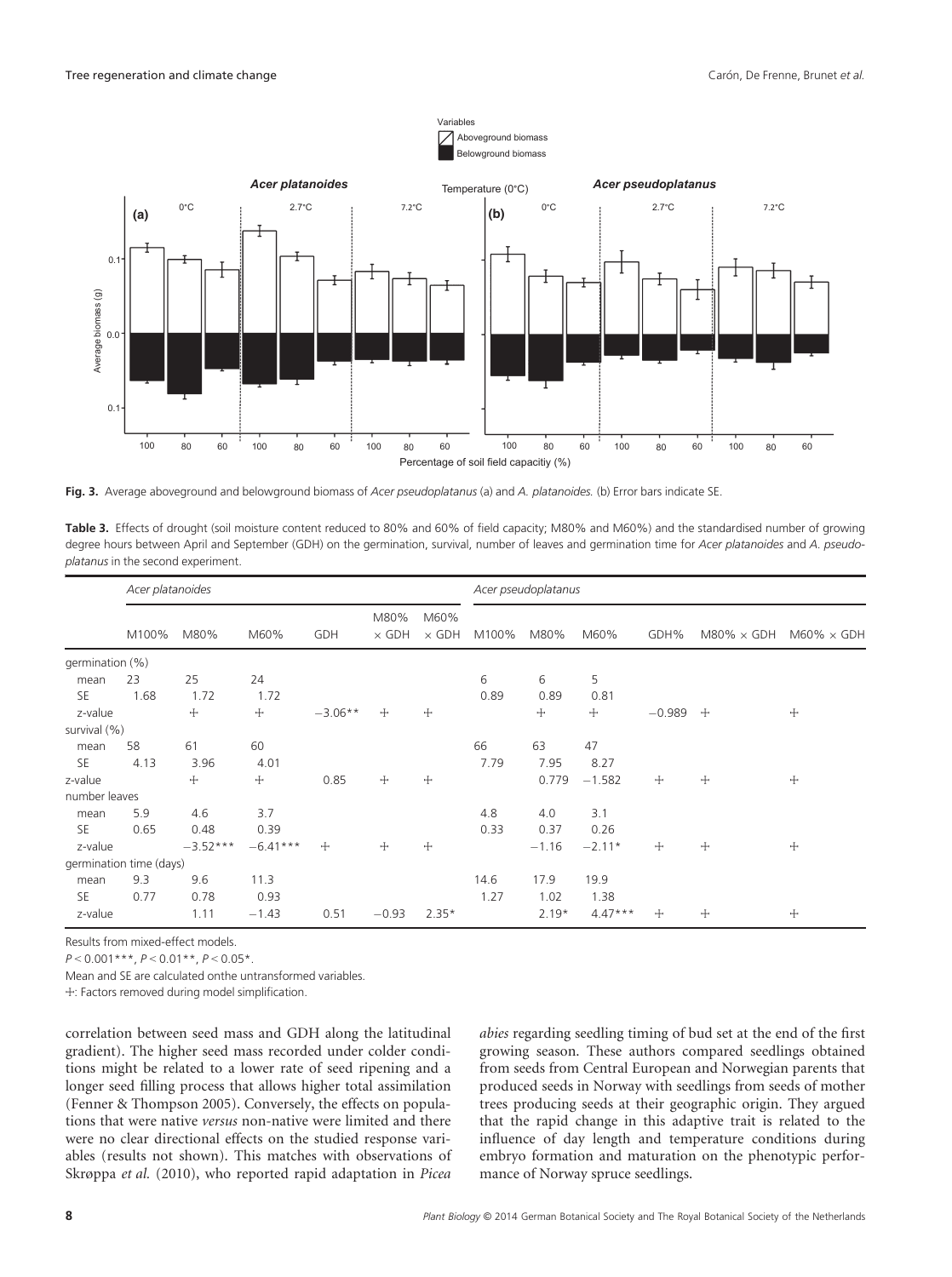Fig. 3. Average aboveground and belowground biomass of *Acer pseudoplatanus* (a) and *A. platanoides.* (b) Error bars indicate SE.

Table 3. Effects of drought (soil moisture content reduced to 80% and 60% of field capacity; M80% and M60%) and the standardised number of growing degree hours between April and September (GDH) on the germination, survival, number of leaves and germination time for *Acer platanoides* and *A. pseudoplatanus* in the second experiment.

| | *Acer platanoides* | | | | | | *Acer pseudoplatanus* | | | | | |
|---|---|---|---|---|---|---|---|---|---|---|---|---|
| | M100% | M80% | M60% | GDH | M80% × GDH | M60% × GDH | M100% | M80% | M60% | GDH% | M80% × GDH | M60% × GDH |
| germination (%) | | | | | | | | | | | | |
| mean | 23 | 25 | 24 | | | | 6 | 6 | 5 | | | |
| SE | 1.68 | 1.72 | 1.72 | | | | 0.89 | 0.89 | 0.81 | | | |
| z-value | | ⊹ | ⊹ | −3.06** | ⊹ | ⊹ | | ⊹ | ⊹ | −0.989 | ⊹ | ⊹ |
| survival (%) | | | | | | | | | | | | |
| mean | 58 | 61 | 60 | | | | 66 | 63 | 47 | | | |
| SE | 4.13 | 3.96 | 4.01 | | | | 7.79 | 7.95 | 8.27 | | | |
| z-value | | ⊹ | ⊹ | 0.85 | ⊹ | ⊹ | | 0.779 | −1.582 | ⊹ | ⊹ | ⊹ |
| number leaves | | | | | | | | | | | | |
| mean | 5.9 | 4.6 | 3.7 | | | | 4.8 | 4.0 | 3.1 | | | |
| SE | 0.65 | 0.48 | 0.39 | | | | 0.33 | 0.37 | 0.26 | | | |
| z-value | | −3.52*** | −6.41*** | ⊹ | ⊹ | ⊹ | | −1.16 | −2.11* | ⊹ | ⊹ | ⊹ |
| germination time (days) | | | | | | | | | | | | |
| mean | 9.3 | 9.6 | 11.3 | | | | 14.6 | 17.9 | 19.9 | | | |
| SE | 0.77 | 0.78 | 0.93 | | | | 1.27 | 1.02 | 1.38 | | | |
| z-value | | 1.11 | −1.43 | 0.51 | −0.93 | 2.35* | | 2.19* | 4.47*** | ⊹ | ⊹ | ⊹ |

Results from mixed-effect models.

$P < 0.001$***, $P < 0.01$**, $P < 0.05$*.

Mean and SE are calculated onthe untransformed variables.

⊹: Factors removed during model simplification.

correlation between seed mass and GDH along the latitudinal gradient). The higher seed mass recorded under colder conditions might be related to a lower rate of seed ripening and a longer seed filling process that allows higher total assimilation (Fenner & Thompson 2005). Conversely, the effects on populations that were native *versus* non-native were limited and there were no clear directional effects on the studied response variables (results not shown). This matches with observations of Skrøppa *et al.* (2010), who reported rapid adaptation in *Picea abies* regarding seedling timing of bud set at the end of the first growing season. These authors compared seedlings obtained from seeds from Central European and Norwegian parents that produced seeds in Norway with seedlings from seeds of mother trees producing seeds at their geographic origin. They argued that the rapid change in this adaptive trait is related to the influence of day length and temperature conditions during embryo formation and maturation on the phenotypic performance of Norway spruce seedlings.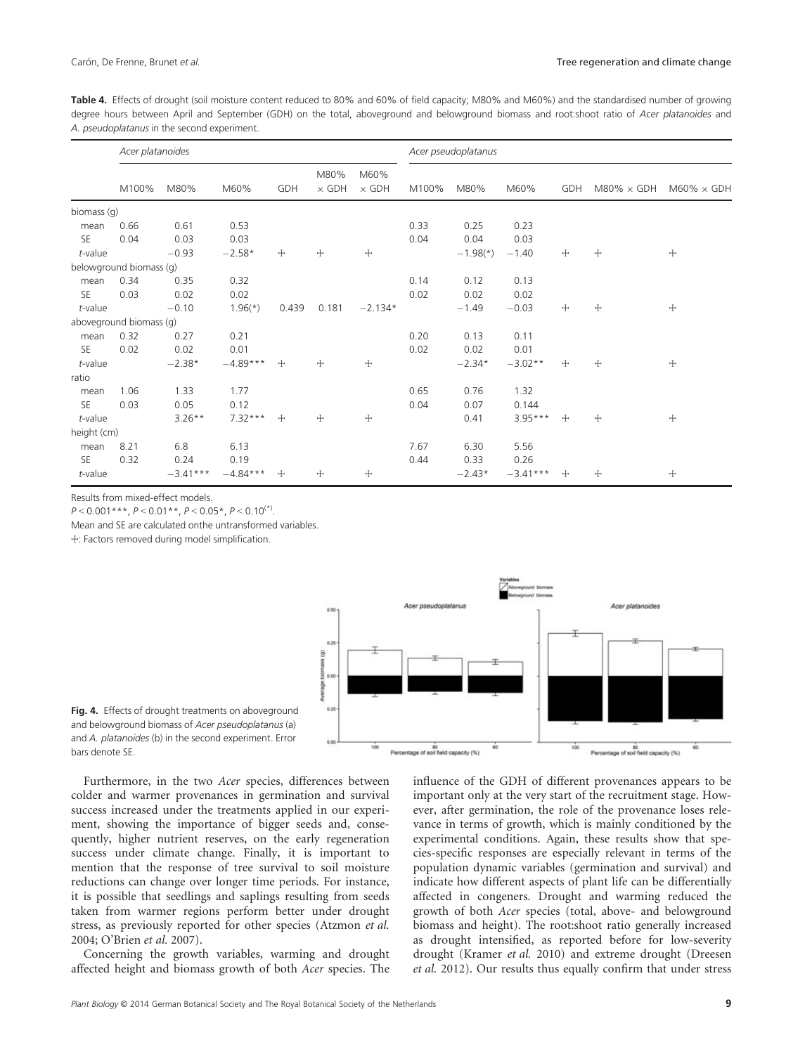**Table 4.** Effects of drought (soil moisture content reduced to 80% and 60% of field capacity; M80% and M60%) and the standardised number of growing degree hours between April and September (GDH) on the total, aboveground and belowground biomass and root:shoot ratio of *Acer platanoides* and *A. pseudoplatanus* in the second experiment.

| | *Acer platanoides* | | | | | | *Acer pseudoplatanus* | | | | | |
|---|---|---|---|---|---|---|---|---|---|---|---|---|
| | M100% | M80% | M60% | GDH | M80% × GDH | M60% × GDH | M100% | M80% | M60% | GDH | M80% × GDH | M60% × GDH |
| biomass (g) | | | | | | | | | | | | |
| mean | 0.66 | 0.61 | 0.53 | | | | 0.33 | 0.25 | 0.23 | | | |
| SE | 0.04 | 0.03 | 0.03 | | | | 0.04 | 0.04 | 0.03 | | | |
| *t*-value | | −0.93 | −2.58* | ⫲ | ⫲ | ⫲ | | −1.98(*) | −1.40 | ⫲ | ⫲ | ⫲ |
| belowground biomass (g) | | | | | | | | | | | | |
| mean | 0.34 | 0.35 | 0.32 | | | | 0.14 | 0.12 | 0.13 | | | |
| SE | 0.03 | 0.02 | 0.02 | | | | 0.02 | 0.02 | 0.02 | | | |
| *t*-value | | −0.10 | 1.96(*) | 0.439 | 0.181 | −2.134* | | −1.49 | −0.03 | ⫲ | ⫲ | ⫲ |
| aboveground biomass (g) | | | | | | | | | | | | |
| mean | 0.32 | 0.27 | 0.21 | | | | 0.20 | 0.13 | 0.11 | | | |
| SE | 0.02 | 0.02 | 0.01 | | | | 0.02 | 0.02 | 0.01 | | | |
| *t*-value | | −2.38* | −4.89*** | ⫲ | ⫲ | ⫲ | | −2.34* | −3.02** | ⫲ | ⫲ | ⫲ |
| ratio | | | | | | | | | | | | |
| mean | 1.06 | 1.33 | 1.77 | | | | 0.65 | 0.76 | 1.32 | | | |
| SE | 0.03 | 0.05 | 0.12 | | | | 0.04 | 0.07 | 0.144 | | | |
| *t*-value | | 3.26** | 7.32*** | ⫲ | ⫲ | ⫲ | | 0.41 | 3.95*** | ⫲ | ⫲ | ⫲ |
| height (cm) | | | | | | | | | | | | |
| mean | 8.21 | 6.8 | 6.13 | | | | 7.67 | 6.30 | 5.56 | | | |
| SE | 0.32 | 0.24 | 0.19 | | | | 0.44 | 0.33 | 0.26 | | | |
| *t*-value | | −3.41*** | −4.84*** | ⫲ | ⫲ | ⫲ | | −2.43* | −3.41*** | ⫲ | ⫲ | ⫲ |

Results from mixed-effect models.

$P < 0.001$***, $P < 0.01$**, $P < 0.05$*, $P < 0.10$(*).

Mean and SE are calculated onthe untransformed variables.

⫲: Factors removed during model simplification.

**Fig. 4.** Effects of drought treatments on aboveground and belowground biomass of *Acer pseudoplatanus* (a) and *A. platanoides* (b) in the second experiment. Error bars denote SE.

Furthermore, in the two *Acer* species, differences between colder and warmer provenances in germination and survival success increased under the treatments applied in our experiment, showing the importance of bigger seeds and, consequently, higher nutrient reserves, on the early regeneration success under climate change. Finally, it is important to mention that the response of tree survival to soil moisture reductions can change over longer time periods. For instance, it is possible that seedlings and saplings resulting from seeds taken from warmer regions perform better under drought stress, as previously reported for other species (Atzmon *et al.* 2004; O'Brien *et al.* 2007).

Concerning the growth variables, warming and drought affected height and biomass growth of both *Acer* species. The influence of the GDH of different provenances appears to be important only at the very start of the recruitment stage. However, after germination, the role of the provenance loses relevance in terms of growth, which is mainly conditioned by the experimental conditions. Again, these results show that species-specific responses are especially relevant in terms of the population dynamic variables (germination and survival) and indicate how different aspects of plant life can be differentially affected in congeners. Drought and warming reduced the growth of both *Acer* species (total, above- and belowground biomass and height). The root:shoot ratio generally increased as drought intensified, as reported before for low-severity drought (Kramer *et al.* 2010) and extreme drought (Dreesen *et al.* 2012). Our results thus equally confirm that under stress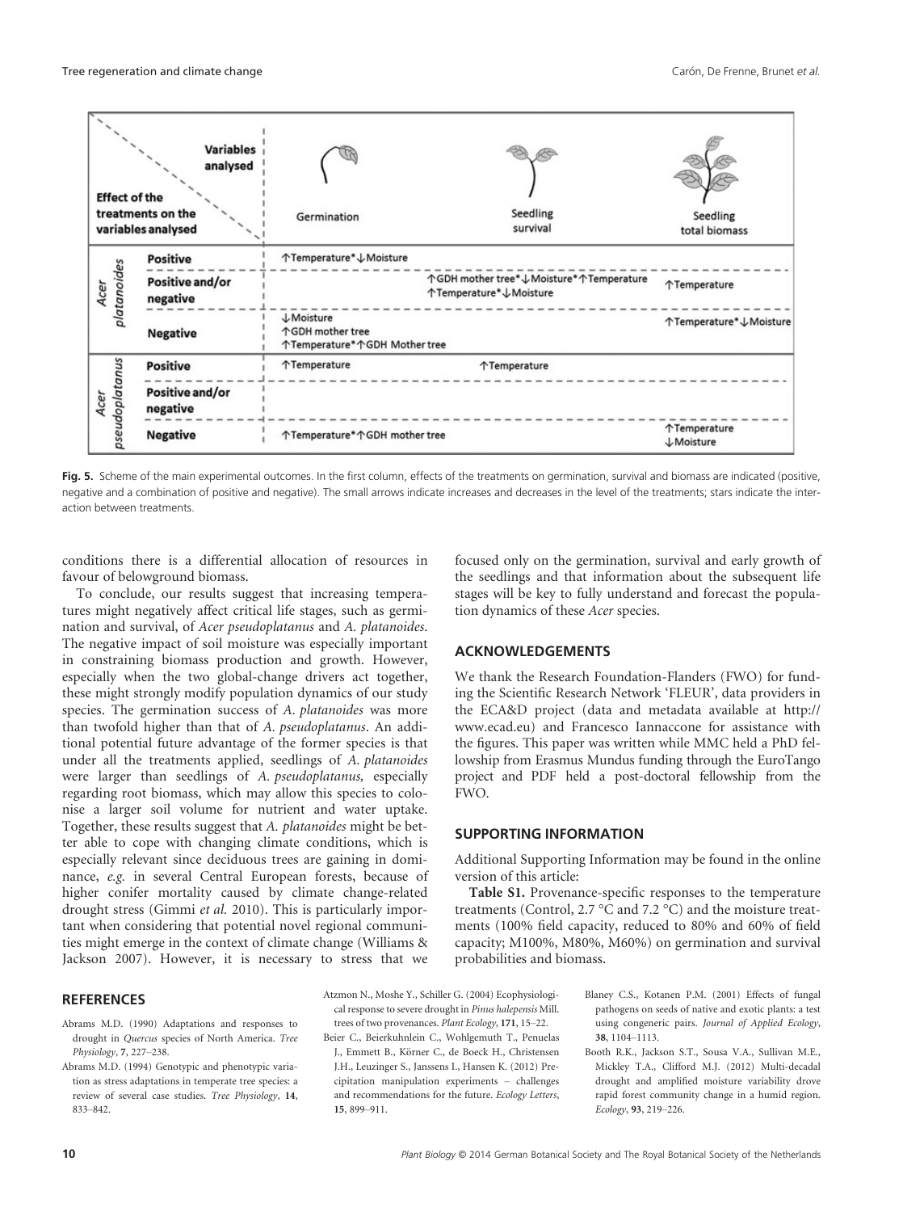| Effect of the treatments on the variables analysed | | Germination | Seedling survival | Seedling total biomass |
|---|---|---|---|---|
| *Acer platanoides* | Positive | ↑Temperature*↓Moisture | | |
| | Positive and/or negative | | ↑GDH mother tree*↓Moisture*↑Temperature<br>↑Temperature*↓Moisture | ↑Temperature |
| | Negative | ↓Moisture<br>↑GDH mother tree<br>↑Temperature*↑GDH Mother tree | | ↑Temperature*↓Moisture |
| *Acer pseudoplatanus* | Positive | ↑Temperature | ↑Temperature | |
| | Positive and/or negative | | | |
| | Negative | ↑Temperature*↑GDH mother tree | | ↑Temperature<br>↓Moisture |

**Fig. 5.** Scheme of the main experimental outcomes. In the first column, effects of the treatments on germination, survival and biomass are indicated (positive, negative and a combination of positive and negative). The small arrows indicate increases and decreases in the level of the treatments; stars indicate the interaction between treatments.

conditions there is a differential allocation of resources in favour of belowground biomass.

To conclude, our results suggest that increasing temperatures might negatively affect critical life stages, such as germination and survival, of *Acer pseudoplatanus* and *A. platanoides*. The negative impact of soil moisture was especially important in constraining biomass production and growth. However, especially when the two global-change drivers act together, these might strongly modify population dynamics of our study species. The germination success of *A. platanoides* was more than twofold higher than that of *A. pseudoplatanus*. An additional potential future advantage of the former species is that under all the treatments applied, seedlings of *A. platanoides* were larger than seedlings of *A. pseudoplatanus,* especially regarding root biomass, which may allow this species to colonise a larger soil volume for nutrient and water uptake. Together, these results suggest that *A. platanoides* might be better able to cope with changing climate conditions, which is especially relevant since deciduous trees are gaining in dominance, *e.g.* in several Central European forests, because of higher conifer mortality caused by climate change-related drought stress (Gimmi *et al.* 2010). This is particularly important when considering that potential novel regional communities might emerge in the context of climate change (Williams & Jackson 2007). However, it is necessary to stress that we focused only on the germination, survival and early growth of the seedlings and that information about the subsequent life stages will be key to fully understand and forecast the population dynamics of these *Acer* species.

## ACKNOWLEDGEMENTS

We thank the Research Foundation-Flanders (FWO) for funding the Scientific Research Network 'FLEUR', data providers in the ECA&D project (data and metadata available at http://www.ecad.eu) and Francesco Iannaccone for assistance with the figures. This paper was written while MMC held a PhD fellowship from Erasmus Mundus funding through the EuroTango project and PDF held a post-doctoral fellowship from the FWO.

## SUPPORTING INFORMATION

Additional Supporting Information may be found in the online version of this article:

**Table S1.** Provenance-specific responses to the temperature treatments (Control, 2.7 °C and 7.2 °C) and the moisture treatments (100% field capacity, reduced to 80% and 60% of field capacity; M100%, M80%, M60%) on germination and survival probabilities and biomass.

## REFERENCES

Abrams M.D. (1990) Adaptations and responses to drought in *Quercus* species of North America. *Tree Physiology*, **7**, 227–238.

Abrams M.D. (1994) Genotypic and phenotypic variation as stress adaptations in temperate tree species: a review of several case studies. *Tree Physiology*, **14**, 833–842.

Atzmon N., Moshe Y., Schiller G. (2004) Ecophysiological response to severe drought in *Pinus halepensis* Mill. trees of two provenances. *Plant Ecology*, **171**, 15–22.

Beier C., Beierkuhnlein C., Wohlgemuth T., Penuelas J., Emmett B., Körner C., de Boeck H., Christensen J.H., Leuzinger S., Janssens I., Hansen K. (2012) Precipitation manipulation experiments – challenges and recommendations for the future. *Ecology Letters*, **15**, 899–911.

Blaney C.S., Kotanen P.M. (2001) Effects of fungal pathogens on seeds of native and exotic plants: a test using congeneric pairs. *Journal of Applied Ecology*, **38**, 1104–1113.

Booth R.K., Jackson S.T., Sousa V.A., Sullivan M.E., Mickley T.A., Clifford M.J. (2012) Multi-decadal drought and amplified moisture variability drove rapid forest community change in a humid region. *Ecology*, **93**, 219–226.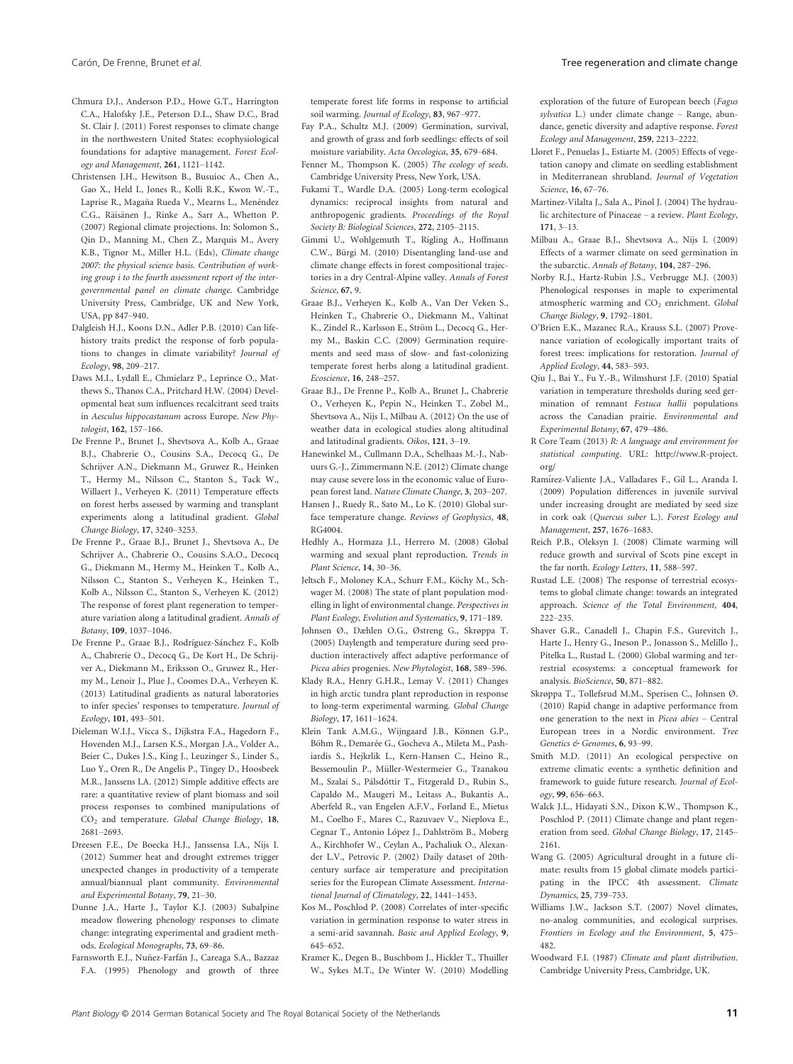Chmura D.J., Anderson P.D., Howe G.T., Harrington C.A., Halofsky J.E., Peterson D.L., Shaw D.C., Brad St. Clair J. (2011) Forest responses to climate change in the northwestern United States: ecophysiological foundations for adaptive management. *Forest Ecology and Management*, **261**, 1121–1142.

Christensen J.H., Hewitson B., Busuioc A., Chen A., Gao X., Held I., Jones R., Kolli R.K., Kwon W.-T., Laprise R., Magaña Rueda V., Mearns L., Menéndez C.G., Räisänen J., Rinke A., Sarr A., Whetton P. (2007) Regional climate projections. In: Solomon S., Qin D., Manning M., Chen Z., Marquis M., Avery K.B., Tignor M., Miller H.L. (Eds), *Climate change 2007: the physical science basis. Contribution of working group i to the fourth assessment report of the intergovernmental panel on climate change*. Cambridge University Press, Cambridge, UK and New York, USA, pp 847–940.

Dalgleish H.J., Koons D.N., Adler P.B. (2010) Can life-history traits predict the response of forb populations to changes in climate variability? *Journal of Ecology*, **98**, 209–217.

Daws M.I., Lydall E., Chmielarz P., Leprince O., Matthews S., Thanos C.A., Pritchard H.W. (2004) Developmental heat sum influences recalcitrant seed traits in *Aesculus hippocastanum* across Europe. *New Phytologist*, **162**, 157–166.

De Frenne P., Brunet J., Shevtsova A., Kolb A., Graae B.J., Chabrerie O., Cousins S.A., Decocq G., De Schrijver A.N., Diekmann M., Gruwez R., Heinken T., Hermy M., Nilsson C., Stanton S., Tack W., Willaert J., Verheyen K. (2011) Temperature effects on forest herbs assessed by warming and transplant experiments along a latitudinal gradient. *Global Change Biology*, **17**, 3240–3253.

De Frenne P., Graae B.J., Brunet J., Shevtsova A., De Schrijver A., Chabrerie O., Cousins S.A.O., Decocq G., Diekmann M., Hermy M., Heinken T., Kolb A., Nilsson C., Stanton S., Verheyen K., Heinken T., Kolb A., Nilsson C., Stanton S., Verheyen K. (2012) The response of forest plant regeneration to temperature variation along a latitudinal gradient. *Annals of Botany*, **109**, 1037–1046.

De Frenne P., Graae B.J., Rodríguez-Sánchez F., Kolb A., Chabrerie O., Decocq G., De Kort H., De Schrijver A., Diekmann M., Eriksson O., Gruwez R., Hermy M., Lenoir J., Plue J., Coomes D.A., Verheyen K. (2013) Latitudinal gradients as natural laboratories to infer species' responses to temperature. *Journal of Ecology*, **101**, 493–501.

Dieleman W.I.J., Vicca S., Dijkstra F.A., Hagedorn F., Hovenden M.J., Larsen K.S., Morgan J.A., Volder A., Beier C., Dukes J.S., King J., Leuzinger S., Linder S., Luo Y., Oren R., De Angelis P., Tingey D., Hoosbeek M.R., Janssens I.A. (2012) Simple additive effects are rare: a quantitative review of plant biomass and soil process responses to combined manipulations of $CO_2$ and temperature. *Global Change Biology*, **18**, 2681–2693.

Dreesen F.E., De Boecka H.J., Janssensa I.A., Nijs I. (2012) Summer heat and drought extremes trigger unexpected changes in productivity of a temperate annual/biannual plant community. *Environmental and Experimental Botany*, **79**, 21–30.

Dunne J.A., Harte J., Taylor K.J. (2003) Subalpine meadow flowering phenology responses to climate change: integrating experimental and gradient methods. *Ecological Monographs*, **73**, 69–86.

Farnsworth E.J., Nuñez-Farfán J., Careaga S.A., Bazzaz F.A. (1995) Phenology and growth of three temperate forest life forms in response to artificial soil warming. *Journal of Ecology*, **83**, 967–977.

Fay P.A., Schultz M.J. (2009) Germination, survival, and growth of grass and forb seedlings: effects of soil moisture variability. *Acta Oecologica*, **35**, 679–684.

Fenner M., Thompson K. (2005) *The ecology of seeds*. Cambridge University Press, New York, USA.

Fukami T., Wardle D.A. (2005) Long-term ecological dynamics: reciprocal insights from natural and anthropogenic gradients. *Proceedings of the Royal Society B: Biological Sciences*, **272**, 2105–2115.

Gimmi U., Wohlgemuth T., Rigling A., Hoffmann C.W., Bürgi M. (2010) Disentangling land-use and climate change effects in forest compositional trajectories in a dry Central-Alpine valley. *Annals of Forest Science*, **67**, 9.

Graae B.J., Verheyen K., Kolb A., Van Der Veken S., Heinken T., Chabrerie O., Diekmann M., Valtinat K., Zindel R., Karlsson E., Ström L., Decocq G., Hermy M., Baskin C.C. (2009) Germination requirements and seed mass of slow- and fast-colonizing temperate forest herbs along a latitudinal gradient. *Ecoscience*, **16**, 248–257.

Graae B.J., De Frenne P., Kolb A., Brunet J., Chabrerie O., Verheyen K., Pepin N., Heinken T., Zobel M., Shevtsova A., Nijs I., Milbau A. (2012) On the use of weather data in ecological studies along altitudinal and latitudinal gradients. *Oikos*, **121**, 3–19.

Hanewinkel M., Cullmann D.A., Schelhaas M.-J., Nabuurs G.-J., Zimmermann N.E. (2012) Climate change may cause severe loss in the economic value of European forest land. *Nature Climate Change*, **3**, 203–207.

Hansen J., Ruedy R., Sato M., Lo K. (2010) Global surface temperature change. *Reviews of Geophysics*, **48**, RG4004.

Hedhly A., Hormaza J.I., Herrero M. (2008) Global warming and sexual plant reproduction. *Trends in Plant Science*, **14**, 30–36.

Jeltsch F., Moloney K.A., Schurr F.M., Köchy M., Schwager M. (2008) The state of plant population modelling in light of environmental change. *Perspectives in Plant Ecology, Evolution and Systematics*, **9**, 171–189.

Johnsen Ø., Dæhlen O.G., Østreng G., Skrøppa T. (2005) Daylength and temperature during seed production interactively affect adaptive performance of *Picea abies* progenies. *New Phytologist*, **168**, 589–596.

Klady R.A., Henry G.H.R., Lemay V. (2011) Changes in high arctic tundra plant reproduction in response to long-term experimental warming. *Global Change Biology*, **17**, 1611–1624.

Klein Tank A.M.G., Wijngaard J.B., Können G.P., Böhm R., Demarée G., Gocheva A., Mileta M., Pashiardis S., Hejkrlik L., Kern-Hansen C., Heino R., Bessemoulin P., Müller-Westermeier G., Tzanakou M., Szalai S., Pálsdóttir T., Fitzgerald D., Rubin S., Capaldo M., Maugeri M., Leitass A., Bukantis A., Aberfeld R., van Engelen A.F.V., Forland E., Mietus M., Coelho F., Mares C., Razuvaev V., Nieplova E., Cegnar T., Antonio López J., Dahlström B., Moberg A., Kirchhofer W., Ceylan A., Pachaliuk O., Alexander L.V., Petrovic P. (2002) Daily dataset of 20th-century surface air temperature and precipitation series for the European Climate Assessment. *International Journal of Climatology*, **22**, 1441–1453.

Kos M., Poschlod P. (2008) Correlates of inter-specific variation in germination response to water stress in a semi-arid savannah. *Basic and Applied Ecology*, **9**, 645–652.

Kramer K., Degen B., Buschbom J., Hickler T., Thuiller W., Sykes M.T., De Winter W. (2010) Modelling exploration of the future of European beech (*Fagus sylvatica* L.) under climate change – Range, abundance, genetic diversity and adaptive response. *Forest Ecology and Management*, **259**, 2213–2222.

Lloret F., Penuelas J., Estiarte M. (2005) Effects of vegetation canopy and climate on seedling establishment in Mediterranean shrubland. *Journal of Vegetation Science*, **16**, 67–76.

Martinez-Vilalta J., Sala A., Pinol J. (2004) The hydraulic architecture of Pinaceae – a review. *Plant Ecology*, **171**, 3–13.

Milbau A., Graae B.J., Shevtsova A., Nijs I. (2009) Effects of a warmer climate on seed germination in the subarctic. *Annals of Botany*, **104**, 287–296.

Norby R.J., Hartz-Rubin J.S., Verbrugge M.J. (2003) Phenological responses in maple to experimental atmospheric warming and $CO_2$ enrichment. *Global Change Biology*, **9**, 1792–1801.

O'Brien E.K., Mazanec R.A., Krauss S.L. (2007) Provenance variation of ecologically important traits of forest trees: implications for restoration. *Journal of Applied Ecology*, **44**, 583–593.

Qiu J., Bai Y., Fu Y.-B., Wilmshurst J.F. (2010) Spatial variation in temperature thresholds during seed germination of remnant *Festuca hallii* populations across the Canadian prairie. *Environmental and Experimental Botany*, **67**, 479–486.

R Core Team (2013) *R: A language and environment for statistical computing*. URL: http://www.R-project.org/

Ramírez-Valiente J.A., Valladares F., Gil L., Aranda I. (2009) Population differences in juvenile survival under increasing drought are mediated by seed size in cork oak (*Quercus suber* L.). *Forest Ecology and Management*, **257**, 1676–1683.

Reich P.B., Oleksyn J. (2008) Climate warming will reduce growth and survival of Scots pine except in the far north. *Ecology Letters*, **11**, 588–597.

Rustad L.E. (2008) The response of terrestrial ecosystems to global climate change: towards an integrated approach. *Science of the Total Environment*, **404**, 222–235.

Shaver G.R., Canadell J., Chapin F.S., Gurevitch J., Harte J., Henry G., Ineson P., Jonasson S., Melillo J., Pitelka L., Rustad L. (2000) Global warming and terrestrial ecosystems: a conceptual framework for analysis. *BioScience*, **50**, 871–882.

Skrøppa T., Tollefsrud M.M., Sperisen C., Johnsen Ø. (2010) Rapid change in adaptive performance from one generation to the next in *Picea abies* – Central European trees in a Nordic environment. *Tree Genetics & Genomes*, **6**, 93–99.

Smith M.D. (2011) An ecological perspective on extreme climatic events: a synthetic definition and framework to guide future research. *Journal of Ecology*, **99**, 656–663.

Walck J.L., Hidayati S.N., Dixon K.W., Thompson K., Poschlod P. (2011) Climate change and plant regeneration from seed. *Global Change Biology*, **17**, 2145–2161.

Wang G. (2005) Agricultural drought in a future climate: results from 15 global climate models participating in the IPCC 4th assessment. *Climate Dynamics*, **25**, 739–753.

Williams J.W., Jackson S.T. (2007) Novel climates, no-analog communities, and ecological surprises. *Frontiers in Ecology and the Environment*, **5**, 475–482.

Woodward F.I. (1987) *Climate and plant distribution*. Cambridge University Press, Cambridge, UK.